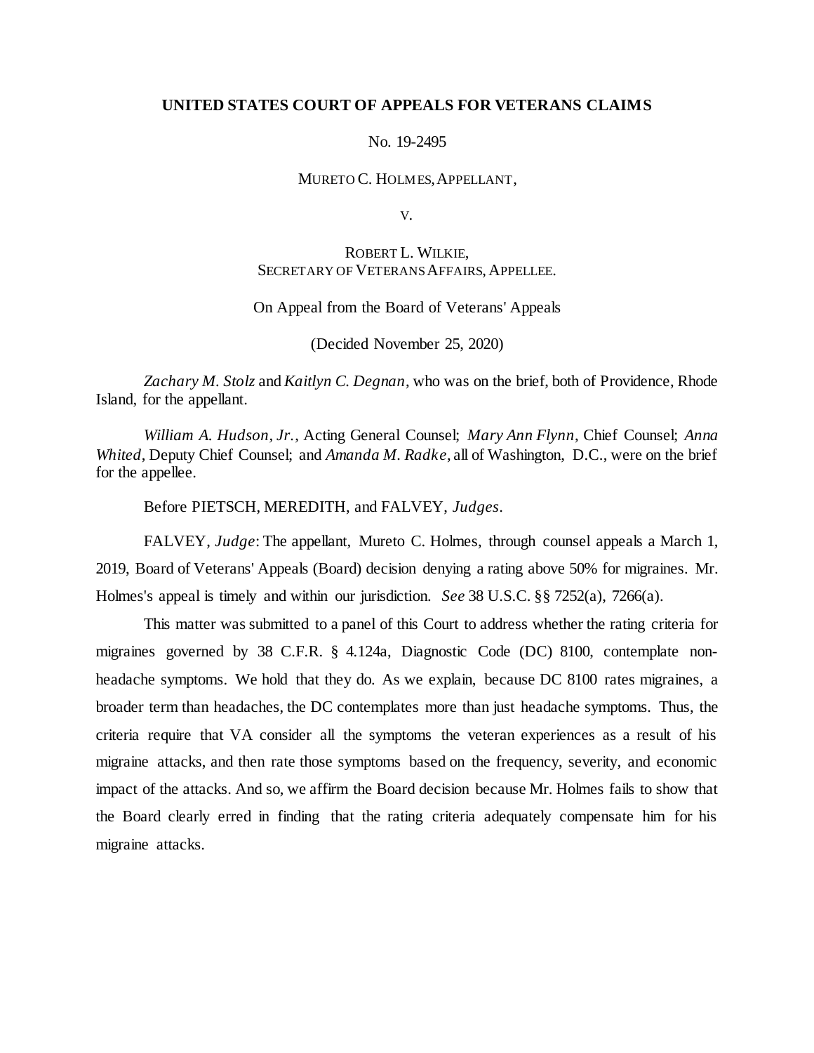**UNITED STATES COURT OF APPEALS FOR VETERANS CLAIMS**

No. 19-2495

MURETO C. HOLMES, APPELLANT,

V.

ROBERT L. WILKIE,
SECRETARY OF VETERANS AFFAIRS, APPELLEE.

On Appeal from the Board of Veterans' Appeals

(Decided November 25, 2020)

*Zachary M. Stolz* and *Kaitlyn C. Degnan*, who was on the brief, both of Providence, Rhode Island, for the appellant.

*William A. Hudson, Jr.*, Acting General Counsel; *Mary Ann Flynn*, Chief Counsel; *Anna Whited*, Deputy Chief Counsel; and *Amanda M. Radke*, all of Washington, D.C., were on the brief for the appellee.

Before PIETSCH, MEREDITH, and FALVEY, *Judges*.

FALVEY, *Judge*: The appellant, Mureto C. Holmes, through counsel appeals a March 1, 2019, Board of Veterans' Appeals (Board) decision denying a rating above 50% for migraines. Mr. Holmes's appeal is timely and within our jurisdiction. *See* 38 U.S.C. §§ 7252(a), 7266(a).

This matter was submitted to a panel of this Court to address whether the rating criteria for migraines governed by 38 C.F.R. § 4.124a, Diagnostic Code (DC) 8100, contemplate non-headache symptoms. We hold that they do. As we explain, because DC 8100 rates migraines, a broader term than headaches, the DC contemplates more than just headache symptoms. Thus, the criteria require that VA consider all the symptoms the veteran experiences as a result of his migraine attacks, and then rate those symptoms based on the frequency, severity, and economic impact of the attacks. And so, we affirm the Board decision because Mr. Holmes fails to show that the Board clearly erred in finding that the rating criteria adequately compensate him for his migraine attacks.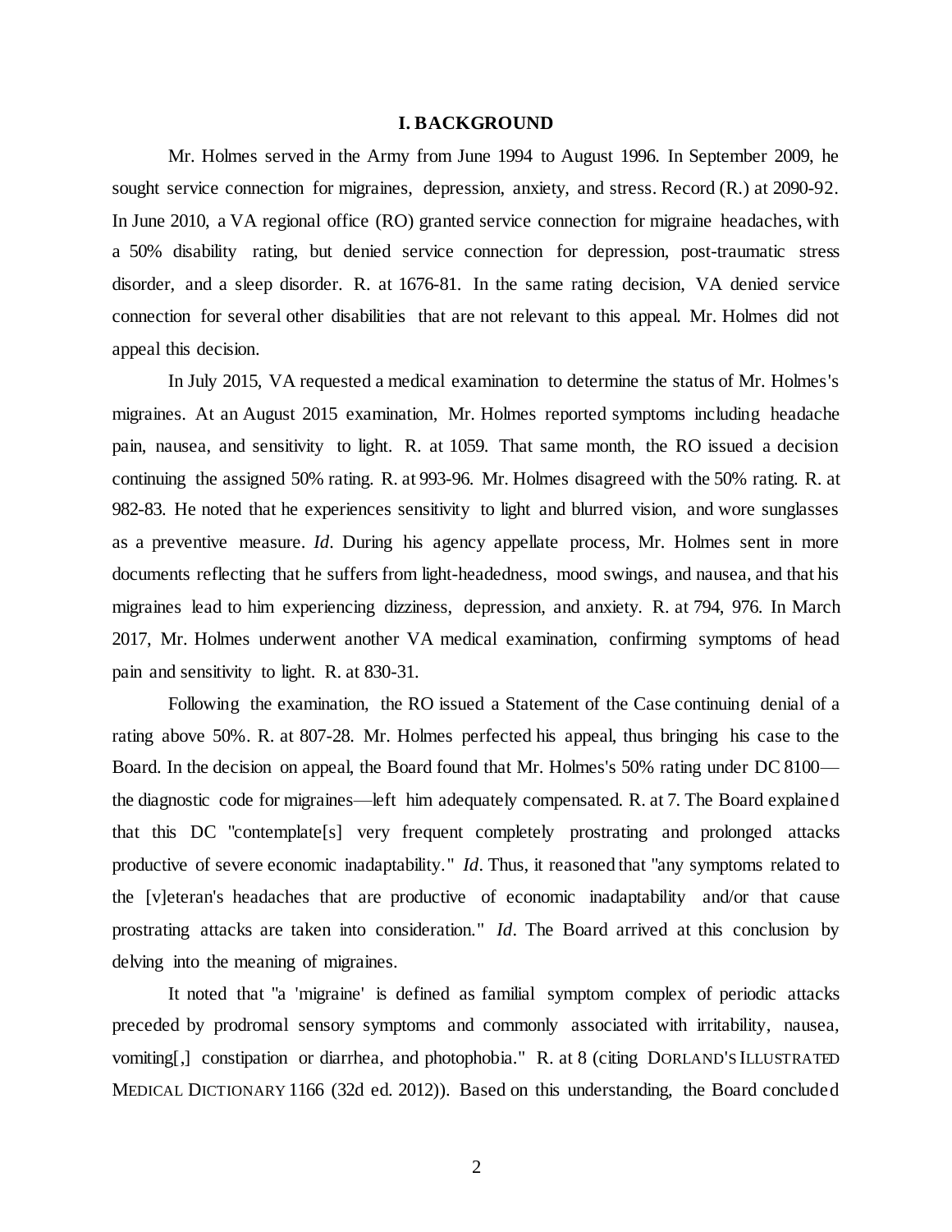## I. BACKGROUND

Mr. Holmes served in the Army from June 1994 to August 1996. In September 2009, he sought service connection for migraines, depression, anxiety, and stress. Record (R.) at 2090-92. In June 2010, a VA regional office (RO) granted service connection for migraine headaches, with a 50% disability rating, but denied service connection for depression, post-traumatic stress disorder, and a sleep disorder. R. at 1676-81. In the same rating decision, VA denied service connection for several other disabilities that are not relevant to this appeal. Mr. Holmes did not appeal this decision.

In July 2015, VA requested a medical examination to determine the status of Mr. Holmes's migraines. At an August 2015 examination, Mr. Holmes reported symptoms including headache pain, nausea, and sensitivity to light. R. at 1059. That same month, the RO issued a decision continuing the assigned 50% rating. R. at 993-96. Mr. Holmes disagreed with the 50% rating. R. at 982-83. He noted that he experiences sensitivity to light and blurred vision, and wore sunglasses as a preventive measure. *Id*. During his agency appellate process, Mr. Holmes sent in more documents reflecting that he suffers from light-headedness, mood swings, and nausea, and that his migraines lead to him experiencing dizziness, depression, and anxiety. R. at 794, 976. In March 2017, Mr. Holmes underwent another VA medical examination, confirming symptoms of head pain and sensitivity to light. R. at 830-31.

Following the examination, the RO issued a Statement of the Case continuing denial of a rating above 50%. R. at 807-28. Mr. Holmes perfected his appeal, thus bringing his case to the Board. In the decision on appeal, the Board found that Mr. Holmes's 50% rating under DC 8100—the diagnostic code for migraines—left him adequately compensated. R. at 7. The Board explained that this DC "contemplate[s] very frequent completely prostrating and prolonged attacks productive of severe economic inadaptability." *Id*. Thus, it reasoned that "any symptoms related to the [v]eteran's headaches that are productive of economic inadaptability and/or that cause prostrating attacks are taken into consideration." *Id*. The Board arrived at this conclusion by delving into the meaning of migraines.

It noted that "a 'migraine' is defined as familial symptom complex of periodic attacks preceded by prodromal sensory symptoms and commonly associated with irritability, nausea, vomiting[,] constipation or diarrhea, and photophobia." R. at 8 (citing DORLAND'S ILLUSTRATED MEDICAL DICTIONARY 1166 (32d ed. 2012)). Based on this understanding, the Board concluded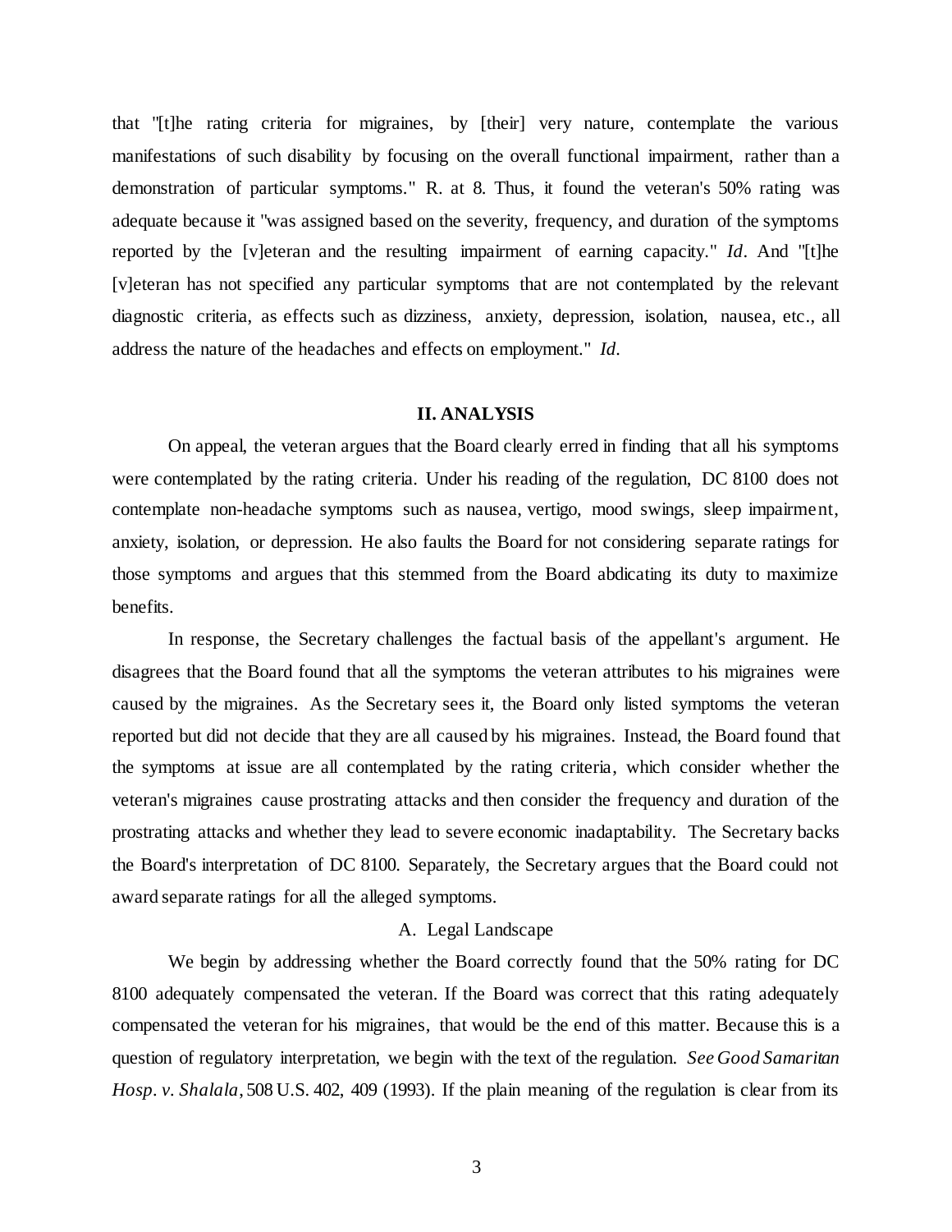that "[t]he rating criteria for migraines, by [their] very nature, contemplate the various manifestations of such disability by focusing on the overall functional impairment, rather than a demonstration of particular symptoms." R. at 8. Thus, it found the veteran's 50% rating was adequate because it "was assigned based on the severity, frequency, and duration of the symptoms reported by the [v]eteran and the resulting impairment of earning capacity." *Id*. And "[t]he [v]eteran has not specified any particular symptoms that are not contemplated by the relevant diagnostic criteria, as effects such as dizziness, anxiety, depression, isolation, nausea, etc., all address the nature of the headaches and effects on employment." *Id*.

## II. ANALYSIS

On appeal, the veteran argues that the Board clearly erred in finding that all his symptoms were contemplated by the rating criteria. Under his reading of the regulation, DC 8100 does not contemplate non-headache symptoms such as nausea, vertigo, mood swings, sleep impairment, anxiety, isolation, or depression. He also faults the Board for not considering separate ratings for those symptoms and argues that this stemmed from the Board abdicating its duty to maximize benefits.

In response, the Secretary challenges the factual basis of the appellant's argument. He disagrees that the Board found that all the symptoms the veteran attributes to his migraines were caused by the migraines. As the Secretary sees it, the Board only listed symptoms the veteran reported but did not decide that they are all caused by his migraines. Instead, the Board found that the symptoms at issue are all contemplated by the rating criteria, which consider whether the veteran's migraines cause prostrating attacks and then consider the frequency and duration of the prostrating attacks and whether they lead to severe economic inadaptability. The Secretary backs the Board's interpretation of DC 8100. Separately, the Secretary argues that the Board could not award separate ratings for all the alleged symptoms.

### A. Legal Landscape

We begin by addressing whether the Board correctly found that the 50% rating for DC 8100 adequately compensated the veteran. If the Board was correct that this rating adequately compensated the veteran for his migraines, that would be the end of this matter. Because this is a question of regulatory interpretation, we begin with the text of the regulation. *See Good Samaritan Hosp. v. Shalala*, 508 U.S. 402, 409 (1993). If the plain meaning of the regulation is clear from its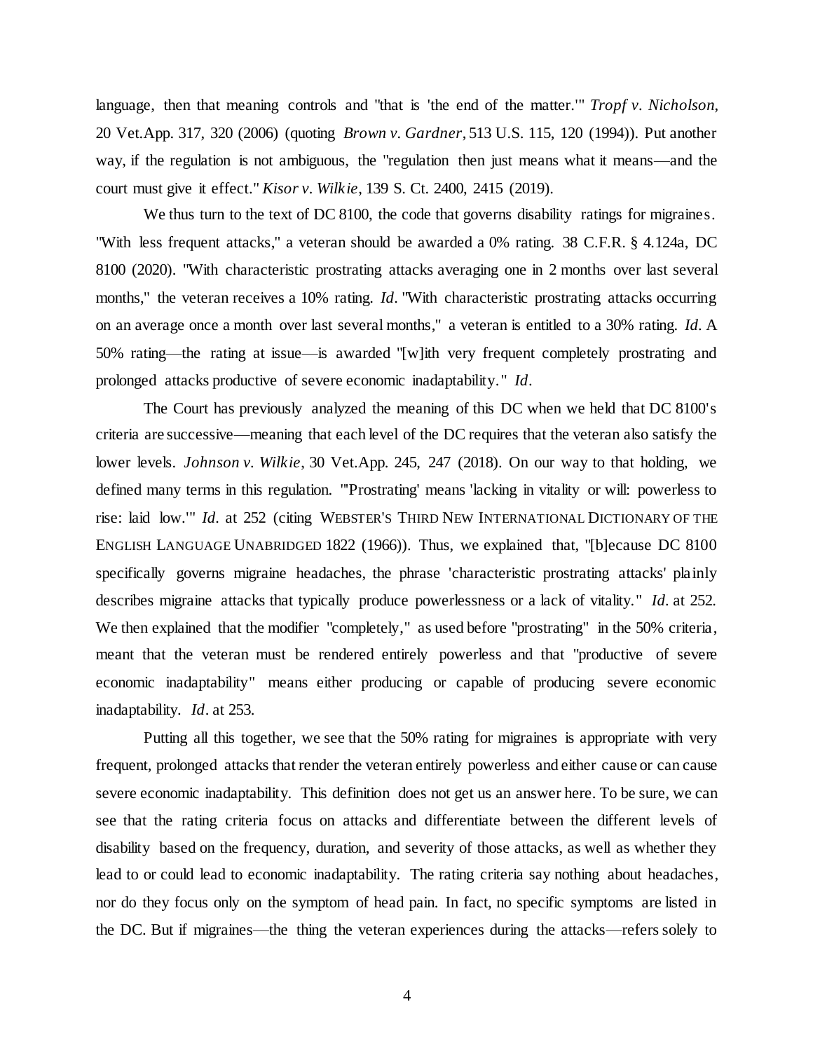language, then that meaning controls and "that is 'the end of the matter.'" *Tropf v. Nicholson*, 20 Vet.App. 317, 320 (2006) (quoting *Brown v. Gardner*, 513 U.S. 115, 120 (1994)). Put another way, if the regulation is not ambiguous, the "regulation then just means what it means—and the court must give it effect." *Kisor v. Wilkie*, 139 S. Ct. 2400, 2415 (2019).

We thus turn to the text of DC 8100, the code that governs disability ratings for migraines. "With less frequent attacks," a veteran should be awarded a 0% rating. 38 C.F.R. § 4.124a, DC 8100 (2020). "With characteristic prostrating attacks averaging one in 2 months over last several months," the veteran receives a 10% rating. *Id*. "With characteristic prostrating attacks occurring on an average once a month over last several months," a veteran is entitled to a 30% rating. *Id*. A 50% rating—the rating at issue—is awarded "[w]ith very frequent completely prostrating and prolonged attacks productive of severe economic inadaptability." *Id*.

The Court has previously analyzed the meaning of this DC when we held that DC 8100's criteria are successive—meaning that each level of the DC requires that the veteran also satisfy the lower levels. *Johnson v. Wilkie*, 30 Vet.App. 245, 247 (2018). On our way to that holding, we defined many terms in this regulation. "'Prostrating' means 'lacking in vitality or will: powerless to rise: laid low.'" *Id*. at 252 (citing WEBSTER'S THIRD NEW INTERNATIONAL DICTIONARY OF THE ENGLISH LANGUAGE UNABRIDGED 1822 (1966)). Thus, we explained that, "[b]ecause DC 8100 specifically governs migraine headaches, the phrase 'characteristic prostrating attacks' plainly describes migraine attacks that typically produce powerlessness or a lack of vitality." *Id*. at 252. We then explained that the modifier "completely," as used before "prostrating" in the 50% criteria, meant that the veteran must be rendered entirely powerless and that "productive of severe economic inadaptability" means either producing or capable of producing severe economic inadaptability. *Id*. at 253.

Putting all this together, we see that the 50% rating for migraines is appropriate with very frequent, prolonged attacks that render the veteran entirely powerless and either cause or can cause severe economic inadaptability. This definition does not get us an answer here. To be sure, we can see that the rating criteria focus on attacks and differentiate between the different levels of disability based on the frequency, duration, and severity of those attacks, as well as whether they lead to or could lead to economic inadaptability. The rating criteria say nothing about headaches, nor do they focus only on the symptom of head pain. In fact, no specific symptoms are listed in the DC. But if migraines—the thing the veteran experiences during the attacks—refers solely to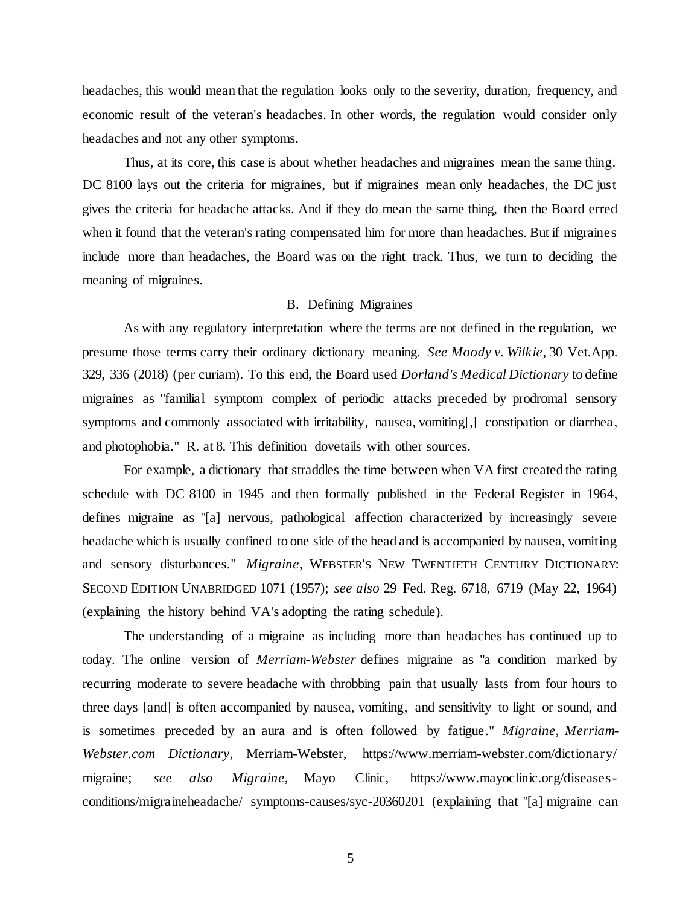headaches, this would mean that the regulation looks only to the severity, duration, frequency, and economic result of the veteran's headaches. In other words, the regulation would consider only headaches and not any other symptoms.

Thus, at its core, this case is about whether headaches and migraines mean the same thing. DC 8100 lays out the criteria for migraines, but if migraines mean only headaches, the DC just gives the criteria for headache attacks. And if they do mean the same thing, then the Board erred when it found that the veteran's rating compensated him for more than headaches. But if migraines include more than headaches, the Board was on the right track. Thus, we turn to deciding the meaning of migraines.

### B. Defining Migraines

As with any regulatory interpretation where the terms are not defined in the regulation, we presume those terms carry their ordinary dictionary meaning. *See Moody v. Wilkie*, 30 Vet.App. 329, 336 (2018) (per curiam). To this end, the Board used *Dorland's Medical Dictionary* to define migraines as "familial symptom complex of periodic attacks preceded by prodromal sensory symptoms and commonly associated with irritability, nausea, vomiting[,] constipation or diarrhea, and photophobia." R. at 8. This definition dovetails with other sources.

For example, a dictionary that straddles the time between when VA first created the rating schedule with DC 8100 in 1945 and then formally published in the Federal Register in 1964, defines migraine as "[a] nervous, pathological affection characterized by increasingly severe headache which is usually confined to one side of the head and is accompanied by nausea, vomiting and sensory disturbances." *Migraine*, WEBSTER'S NEW TWENTIETH CENTURY DICTIONARY: SECOND EDITION UNABRIDGED 1071 (1957); *see also* 29 Fed. Reg. 6718, 6719 (May 22, 1964) (explaining the history behind VA's adopting the rating schedule).

The understanding of a migraine as including more than headaches has continued up to today. The online version of *Merriam-Webster* defines migraine as "a condition marked by recurring moderate to severe headache with throbbing pain that usually lasts from four hours to three days [and] is often accompanied by nausea, vomiting, and sensitivity to light or sound, and is sometimes preceded by an aura and is often followed by fatigue." *Migraine*, *Merriam-Webster.com Dictionary*, Merriam-Webster, https://www.merriam-webster.com/dictionary/migraine; *see also Migraine*, Mayo Clinic, https://www.mayoclinic.org/diseases-conditions/migraineheadache/ symptoms-causes/syc-20360201 (explaining that "[a] migraine can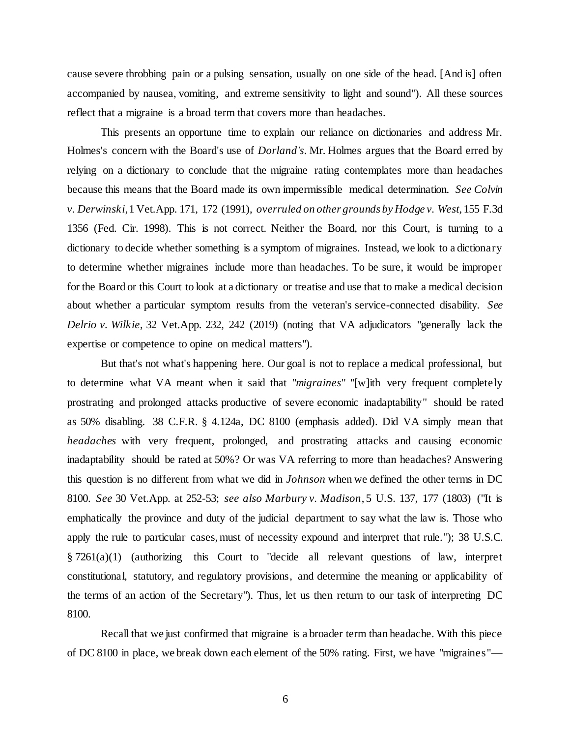cause severe throbbing pain or a pulsing sensation, usually on one side of the head. [And is] often accompanied by nausea, vomiting, and extreme sensitivity to light and sound"). All these sources reflect that a migraine is a broad term that covers more than headaches.

This presents an opportune time to explain our reliance on dictionaries and address Mr. Holmes's concern with the Board's use of *Dorland's*. Mr. Holmes argues that the Board erred by relying on a dictionary to conclude that the migraine rating contemplates more than headaches because this means that the Board made its own impermissible medical determination. *See Colvin v. Derwinski*, 1 Vet.App. 171, 172 (1991), *overruled on other grounds by Hodge v. West*, 155 F.3d 1356 (Fed. Cir. 1998). This is not correct. Neither the Board, nor this Court, is turning to a dictionary to decide whether something is a symptom of migraines. Instead, we look to a dictionary to determine whether migraines include more than headaches. To be sure, it would be improper for the Board or this Court to look at a dictionary or treatise and use that to make a medical decision about whether a particular symptom results from the veteran's service-connected disability. *See Delrio v. Wilkie*, 32 Vet.App. 232, 242 (2019) (noting that VA adjudicators "generally lack the expertise or competence to opine on medical matters").

But that's not what's happening here. Our goal is not to replace a medical professional, but to determine what VA meant when it said that "*migraines*" "[w]ith very frequent completely prostrating and prolonged attacks productive of severe economic inadaptability" should be rated as 50% disabling. 38 C.F.R. § 4.124a, DC 8100 (emphasis added). Did VA simply mean that *headaches* with very frequent, prolonged, and prostrating attacks and causing economic inadaptability should be rated at 50%? Or was VA referring to more than headaches? Answering this question is no different from what we did in *Johnson* when we defined the other terms in DC 8100. *See* 30 Vet.App. at 252-53; *see also Marbury v. Madison*, 5 U.S. 137, 177 (1803) ("It is emphatically the province and duty of the judicial department to say what the law is. Those who apply the rule to particular cases, must of necessity expound and interpret that rule."); 38 U.S.C. § 7261(a)(1) (authorizing this Court to "decide all relevant questions of law, interpret constitutional, statutory, and regulatory provisions, and determine the meaning or applicability of the terms of an action of the Secretary"). Thus, let us then return to our task of interpreting DC 8100.

Recall that we just confirmed that migraine is a broader term than headache. With this piece of DC 8100 in place, we break down each element of the 50% rating. First, we have "migraines"—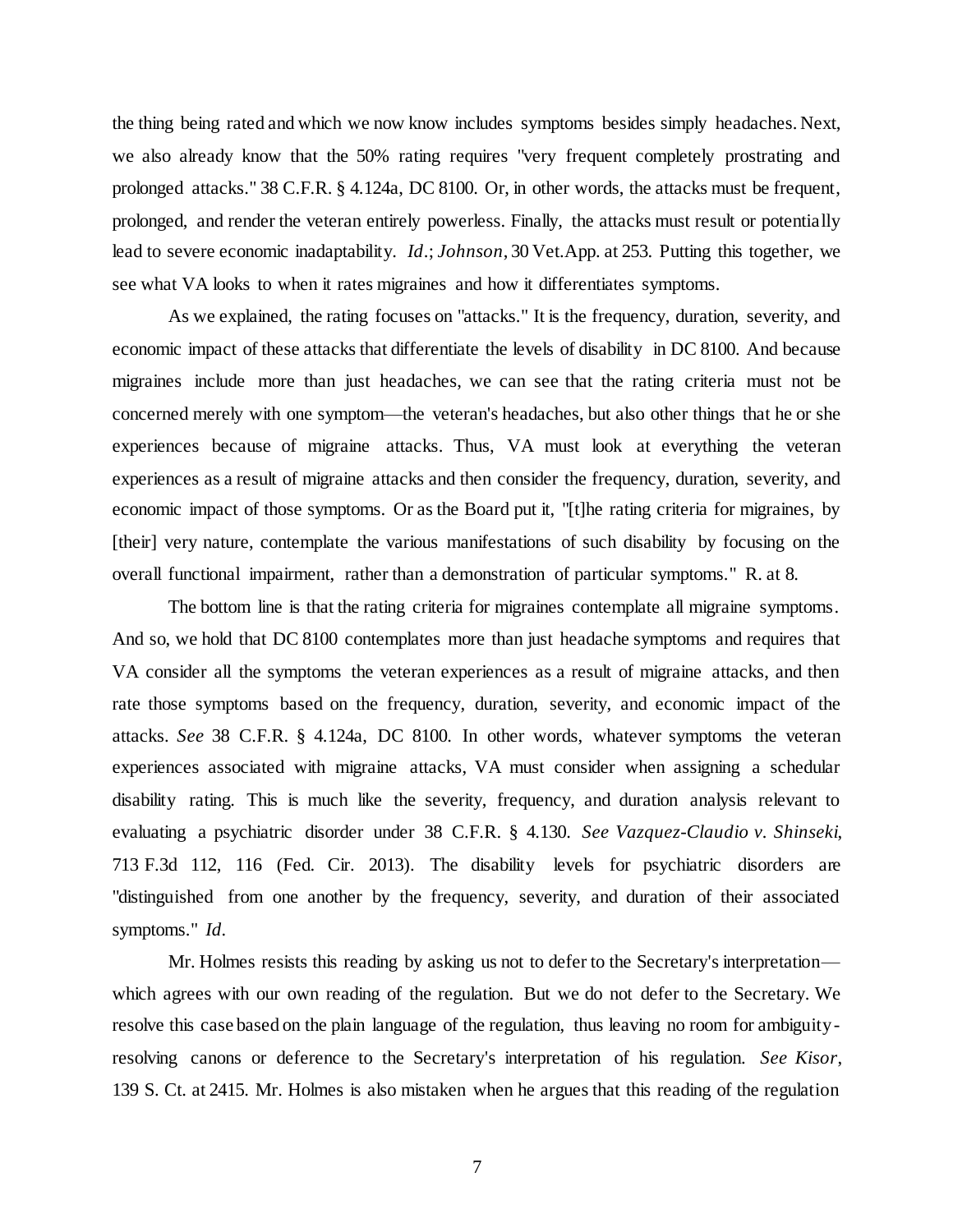the thing being rated and which we now know includes symptoms besides simply headaches. Next, we also already know that the 50% rating requires "very frequent completely prostrating and prolonged attacks." 38 C.F.R. § 4.124a, DC 8100. Or, in other words, the attacks must be frequent, prolonged, and render the veteran entirely powerless. Finally, the attacks must result or potentially lead to severe economic inadaptability. *Id*.; *Johnson*, 30 Vet.App. at 253. Putting this together, we see what VA looks to when it rates migraines and how it differentiates symptoms.

As we explained, the rating focuses on "attacks." It is the frequency, duration, severity, and economic impact of these attacks that differentiate the levels of disability in DC 8100. And because migraines include more than just headaches, we can see that the rating criteria must not be concerned merely with one symptom—the veteran's headaches, but also other things that he or she experiences because of migraine attacks. Thus, VA must look at everything the veteran experiences as a result of migraine attacks and then consider the frequency, duration, severity, and economic impact of those symptoms. Or as the Board put it, "[t]he rating criteria for migraines, by [their] very nature, contemplate the various manifestations of such disability by focusing on the overall functional impairment, rather than a demonstration of particular symptoms." R. at 8.

The bottom line is that the rating criteria for migraines contemplate all migraine symptoms. And so, we hold that DC 8100 contemplates more than just headache symptoms and requires that VA consider all the symptoms the veteran experiences as a result of migraine attacks, and then rate those symptoms based on the frequency, duration, severity, and economic impact of the attacks. *See* 38 C.F.R. § 4.124a, DC 8100. In other words, whatever symptoms the veteran experiences associated with migraine attacks, VA must consider when assigning a schedular disability rating. This is much like the severity, frequency, and duration analysis relevant to evaluating a psychiatric disorder under 38 C.F.R. § 4.130. *See Vazquez-Claudio v. Shinseki*, 713 F.3d 112, 116 (Fed. Cir. 2013). The disability levels for psychiatric disorders are "distinguished from one another by the frequency, severity, and duration of their associated symptoms." *Id*.

Mr. Holmes resists this reading by asking us not to defer to the Secretary's interpretation—which agrees with our own reading of the regulation. But we do not defer to the Secretary. We resolve this case based on the plain language of the regulation, thus leaving no room for ambiguity-resolving canons or deference to the Secretary's interpretation of his regulation. *See Kisor*, 139 S. Ct. at 2415. Mr. Holmes is also mistaken when he argues that this reading of the regulation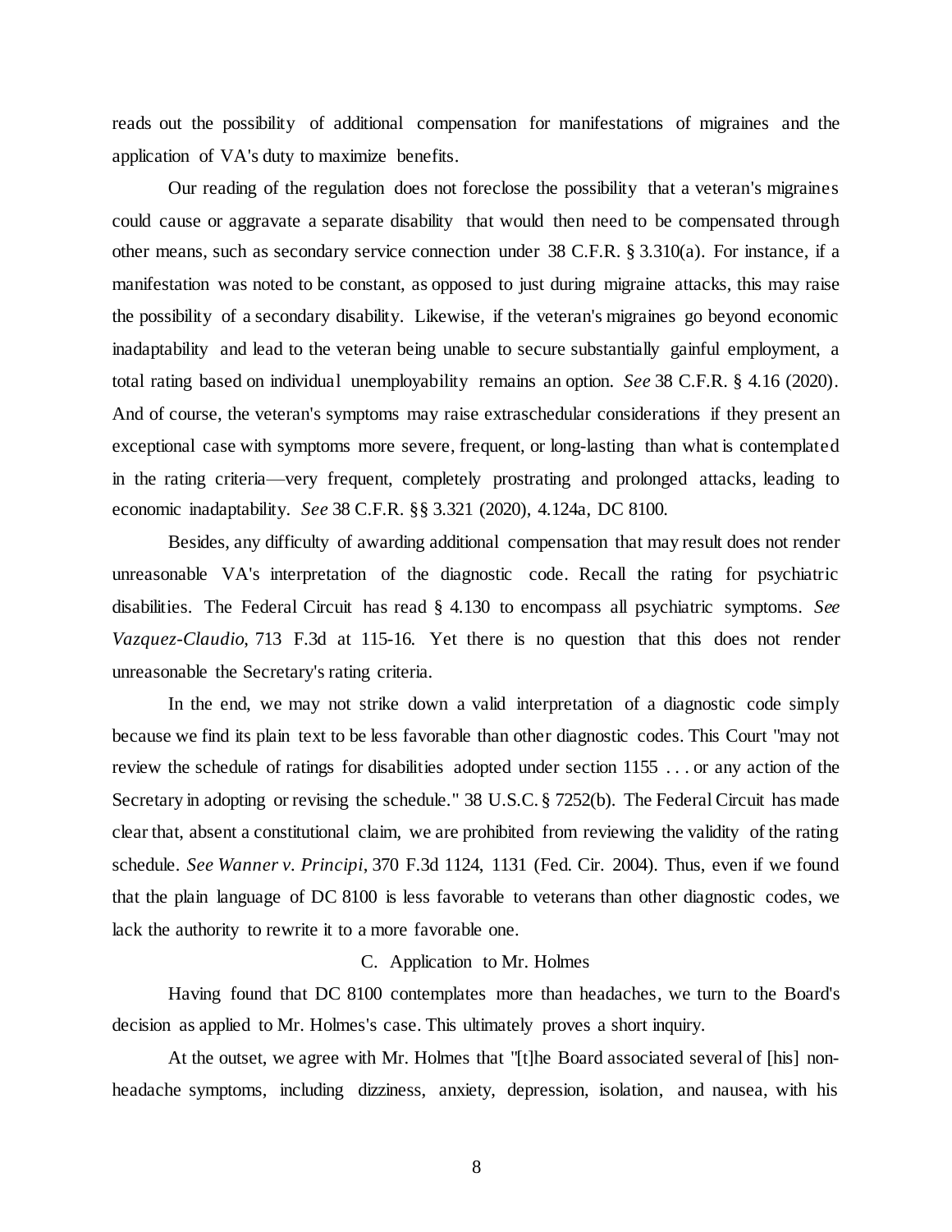reads out the possibility of additional compensation for manifestations of migraines and the application of VA's duty to maximize benefits.

Our reading of the regulation does not foreclose the possibility that a veteran's migraines could cause or aggravate a separate disability that would then need to be compensated through other means, such as secondary service connection under 38 C.F.R. § 3.310(a). For instance, if a manifestation was noted to be constant, as opposed to just during migraine attacks, this may raise the possibility of a secondary disability. Likewise, if the veteran's migraines go beyond economic inadaptability and lead to the veteran being unable to secure substantially gainful employment, a total rating based on individual unemployability remains an option. *See* 38 C.F.R. § 4.16 (2020). And of course, the veteran's symptoms may raise extraschedular considerations if they present an exceptional case with symptoms more severe, frequent, or long-lasting than what is contemplated in the rating criteria—very frequent, completely prostrating and prolonged attacks, leading to economic inadaptability. *See* 38 C.F.R. §§ 3.321 (2020), 4.124a, DC 8100.

Besides, any difficulty of awarding additional compensation that may result does not render unreasonable VA's interpretation of the diagnostic code. Recall the rating for psychiatric disabilities. The Federal Circuit has read § 4.130 to encompass all psychiatric symptoms. *See Vazquez-Claudio*, 713 F.3d at 115-16. Yet there is no question that this does not render unreasonable the Secretary's rating criteria.

In the end, we may not strike down a valid interpretation of a diagnostic code simply because we find its plain text to be less favorable than other diagnostic codes. This Court "may not review the schedule of ratings for disabilities adopted under section 1155 . . . or any action of the Secretary in adopting or revising the schedule." 38 U.S.C. § 7252(b). The Federal Circuit has made clear that, absent a constitutional claim, we are prohibited from reviewing the validity of the rating schedule. *See Wanner v. Principi*, 370 F.3d 1124, 1131 (Fed. Cir. 2004). Thus, even if we found that the plain language of DC 8100 is less favorable to veterans than other diagnostic codes, we lack the authority to rewrite it to a more favorable one.

### C. Application to Mr. Holmes

Having found that DC 8100 contemplates more than headaches, we turn to the Board's decision as applied to Mr. Holmes's case. This ultimately proves a short inquiry.

At the outset, we agree with Mr. Holmes that "[t]he Board associated several of [his] non-headache symptoms, including dizziness, anxiety, depression, isolation, and nausea, with his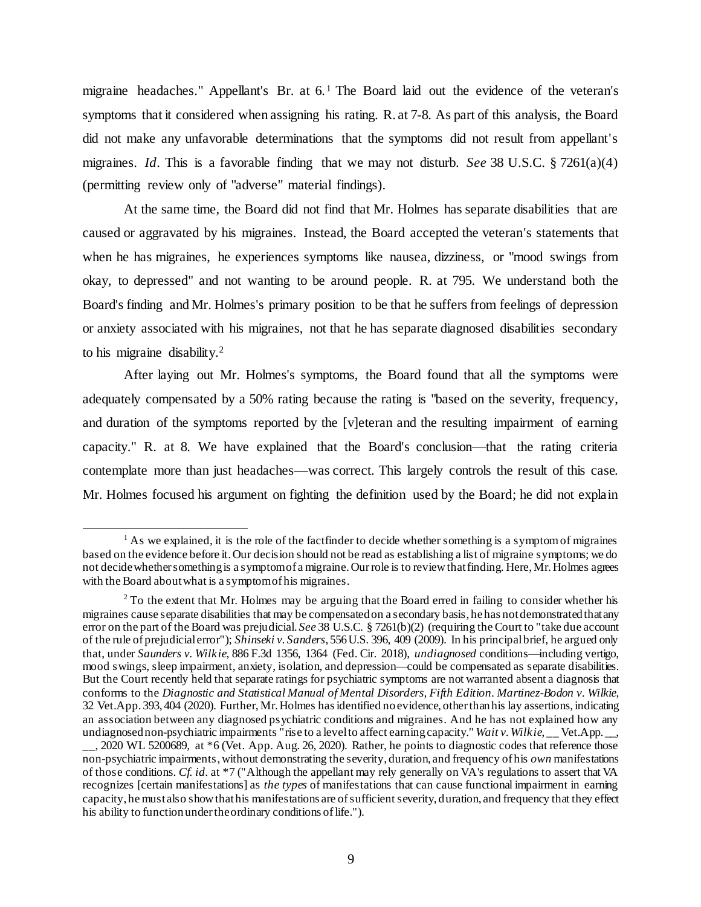migraine headaches." Appellant's Br. at 6.[1] The Board laid out the evidence of the veteran's symptoms that it considered when assigning his rating. R. at 7-8. As part of this analysis, the Board did not make any unfavorable determinations that the symptoms did not result from appellant's migraines. *Id*. This is a favorable finding that we may not disturb. *See* 38 U.S.C. § 7261(a)(4) (permitting review only of "adverse" material findings).

At the same time, the Board did not find that Mr. Holmes has separate disabilities that are caused or aggravated by his migraines. Instead, the Board accepted the veteran's statements that when he has migraines, he experiences symptoms like nausea, dizziness, or "mood swings from okay, to depressed" and not wanting to be around people. R. at 795. We understand both the Board's finding and Mr. Holmes's primary position to be that he suffers from feelings of depression or anxiety associated with his migraines, not that he has separate diagnosed disabilities secondary to his migraine disability.[2]

After laying out Mr. Holmes's symptoms, the Board found that all the symptoms were adequately compensated by a 50% rating because the rating is "based on the severity, frequency, and duration of the symptoms reported by the [v]eteran and the resulting impairment of earning capacity." R. at 8. We have explained that the Board's conclusion—that the rating criteria contemplate more than just headaches—was correct. This largely controls the result of this case. Mr. Holmes focused his argument on fighting the definition used by the Board; he did not explain

---

[1] As we explained, it is the role of the factfinder to decide whether something is a symptom of migraines based on the evidence before it. Our decision should not be read as establishing a list of migraine symptoms; we do not decide whether something is a symptom of a migraine. Our role is to review that finding. Here, Mr. Holmes agrees with the Board about what is a symptom of his migraines.

[2] To the extent that Mr. Holmes may be arguing that the Board erred in failing to consider whether his migraines cause separate disabilities that may be compensated on a secondary basis, he has not demonstrated that any error on the part of the Board was prejudicial. *See* 38 U.S.C. § 7261(b)(2) (requiring the Court to "take due account of the rule of prejudicial error"); *Shinseki v. Sanders*, 556 U.S. 396, 409 (2009). In his principal brief, he argued only that, under *Saunders v. Wilkie*, 886 F.3d 1356, 1364 (Fed. Cir. 2018), *undiagnosed* conditions—including vertigo, mood swings, sleep impairment, anxiety, isolation, and depression—could be compensated as separate disabilities. But the Court recently held that separate ratings for psychiatric symptoms are not warranted absent a diagnosis that conforms to the *Diagnostic and Statistical Manual of Mental Disorders, Fifth Edition*. *Martinez-Bodon v. Wilkie*, 32 Vet.App. 393, 404 (2020). Further, Mr. Holmes has identified no evidence, other than his lay assertions, indicating an association between any diagnosed psychiatric conditions and migraines. And he has not explained how any undiagnosed non-psychiatric impairments "rise to a level to affect earning capacity." *Wait v. Wilkie*, __ Vet.App. __, __, 2020 WL 5200689, at *6 (Vet. App. Aug. 26, 2020). Rather, he points to diagnostic codes that reference those non-psychiatric impairments, without demonstrating the severity, duration, and frequency of his *own* manifestations of those conditions. *Cf. id*. at *7 ("Although the appellant may rely generally on VA's regulations to assert that VA recognizes [certain manifestations] as *the types* of manifestations that can cause functional impairment in earning capacity, he must also show that his manifestations are of sufficient severity, duration, and frequency that they effect his ability to function under the ordinary conditions of life.").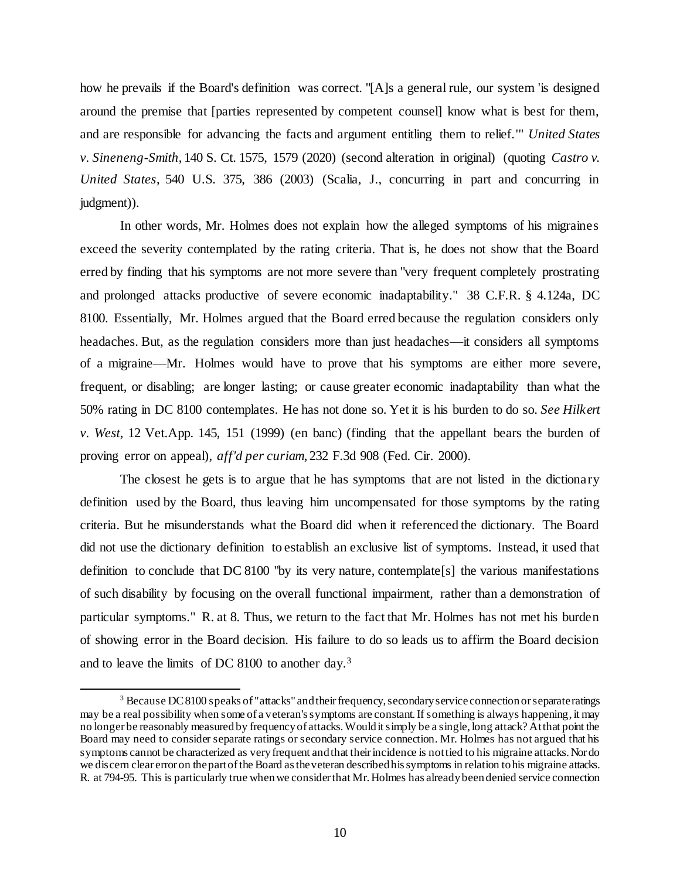how he prevails if the Board's definition was correct. "[A]s a general rule, our system 'is designed around the premise that [parties represented by competent counsel] know what is best for them, and are responsible for advancing the facts and argument entitling them to relief.'" *United States v. Sineneng-Smith*, 140 S. Ct. 1575, 1579 (2020) (second alteration in original) (quoting *Castro v. United States*, 540 U.S. 375, 386 (2003) (Scalia, J., concurring in part and concurring in judgment)).

In other words, Mr. Holmes does not explain how the alleged symptoms of his migraines exceed the severity contemplated by the rating criteria. That is, he does not show that the Board erred by finding that his symptoms are not more severe than "very frequent completely prostrating and prolonged attacks productive of severe economic inadaptability." 38 C.F.R. § 4.124a, DC 8100. Essentially, Mr. Holmes argued that the Board erred because the regulation considers only headaches. But, as the regulation considers more than just headaches—it considers all symptoms of a migraine—Mr. Holmes would have to prove that his symptoms are either more severe, frequent, or disabling; are longer lasting; or cause greater economic inadaptability than what the 50% rating in DC 8100 contemplates. He has not done so. Yet it is his burden to do so. *See Hilkert v. West*, 12 Vet.App. 145, 151 (1999) (en banc) (finding that the appellant bears the burden of proving error on appeal), *aff'd per curiam*, 232 F.3d 908 (Fed. Cir. 2000).

The closest he gets is to argue that he has symptoms that are not listed in the dictionary definition used by the Board, thus leaving him uncompensated for those symptoms by the rating criteria. But he misunderstands what the Board did when it referenced the dictionary. The Board did not use the dictionary definition to establish an exclusive list of symptoms. Instead, it used that definition to conclude that DC 8100 "by its very nature, contemplate[s] the various manifestations of such disability by focusing on the overall functional impairment, rather than a demonstration of particular symptoms." R. at 8. Thus, we return to the fact that Mr. Holmes has not met his burden of showing error in the Board decision. His failure to do so leads us to affirm the Board decision and to leave the limits of DC 8100 to another day.[3]

[3] Because DC 8100 speaks of "attacks" and their frequency, secondary service connection or separate ratings may be a real possibility when some of a veteran's symptoms are constant. If something is always happening, it may no longer be reasonably measured by frequency of attacks. Would it simply be a single, long attack? At that point the Board may need to consider separate ratings or secondary service connection. Mr. Holmes has not argued that his symptoms cannot be characterized as very frequent and that their incidence is not tied to his migraine attacks. Nor do we discern clear error on the part of the Board as the veteran described his symptoms in relation to his migraine attacks. R. at 794-95. This is particularly true when we consider that Mr. Holmes has already been denied service connection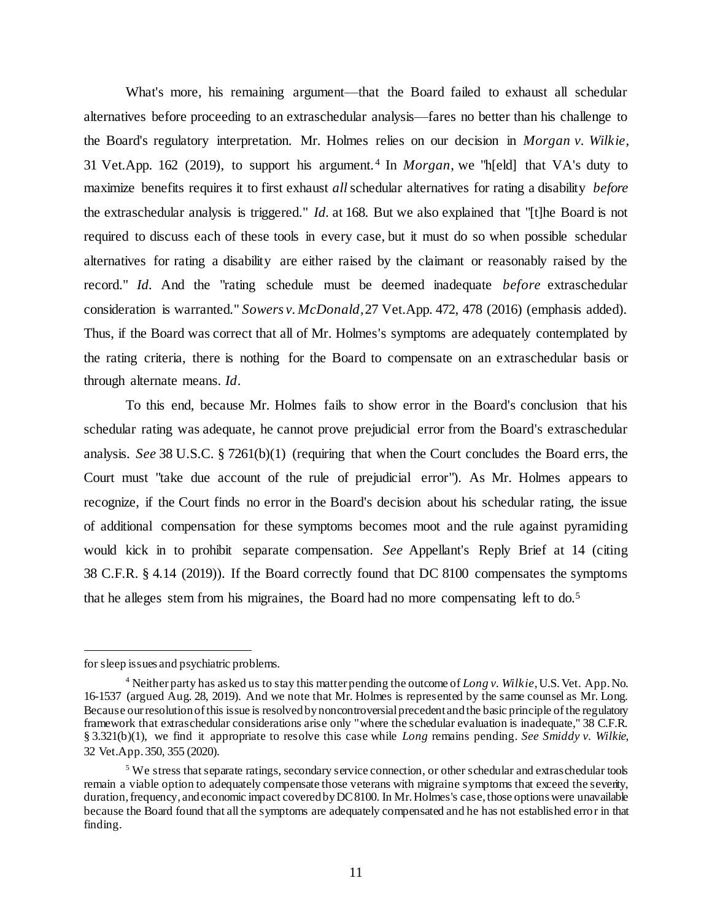What's more, his remaining argument—that the Board failed to exhaust all schedular alternatives before proceeding to an extraschedular analysis—fares no better than his challenge to the Board's regulatory interpretation. Mr. Holmes relies on our decision in *Morgan v. Wilkie*, 31 Vet.App. 162 (2019), to support his argument.[4] In *Morgan*, we "h[eld] that VA's duty to maximize benefits requires it to first exhaust *all* schedular alternatives for rating a disability *before* the extraschedular analysis is triggered." *Id.* at 168. But we also explained that "[t]he Board is not required to discuss each of these tools in every case, but it must do so when possible schedular alternatives for rating a disability are either raised by the claimant or reasonably raised by the record." *Id.* And the "rating schedule must be deemed inadequate *before* extraschedular consideration is warranted." *Sowers v. McDonald*, 27 Vet.App. 472, 478 (2016) (emphasis added). Thus, if the Board was correct that all of Mr. Holmes's symptoms are adequately contemplated by the rating criteria, there is nothing for the Board to compensate on an extraschedular basis or through alternate means. *Id.*

To this end, because Mr. Holmes fails to show error in the Board's conclusion that his schedular rating was adequate, he cannot prove prejudicial error from the Board's extraschedular analysis. *See* 38 U.S.C. § 7261(b)(1) (requiring that when the Court concludes the Board errs, the Court must "take due account of the rule of prejudicial error"). As Mr. Holmes appears to recognize, if the Court finds no error in the Board's decision about his schedular rating, the issue of additional compensation for these symptoms becomes moot and the rule against pyramiding would kick in to prohibit separate compensation. *See* Appellant's Reply Brief at 14 (citing 38 C.F.R. § 4.14 (2019)). If the Board correctly found that DC 8100 compensates the symptoms that he alleges stem from his migraines, the Board had no more compensating left to do.[5]

---

for sleep issues and psychiatric problems.

[4] Neither party has asked us to stay this matter pending the outcome of *Long v. Wilkie*, U.S. Vet. App. No. 16-1537 (argued Aug. 28, 2019). And we note that Mr. Holmes is represented by the same counsel as Mr. Long. Because our resolution of this issue is resolved by noncontroversial precedent and the basic principle of the regulatory framework that extraschedular considerations arise only "where the schedular evaluation is inadequate," 38 C.F.R. § 3.321(b)(1), we find it appropriate to resolve this case while *Long* remains pending. *See Smiddy v. Wilkie*, 32 Vet.App. 350, 355 (2020).

[5] We stress that separate ratings, secondary service connection, or other schedular and extraschedular tools remain a viable option to adequately compensate those veterans with migraine symptoms that exceed the severity, duration, frequency, and economic impact covered by DC 8100. In Mr. Holmes's case, those options were unavailable because the Board found that all the symptoms are adequately compensated and he has not established error in that finding.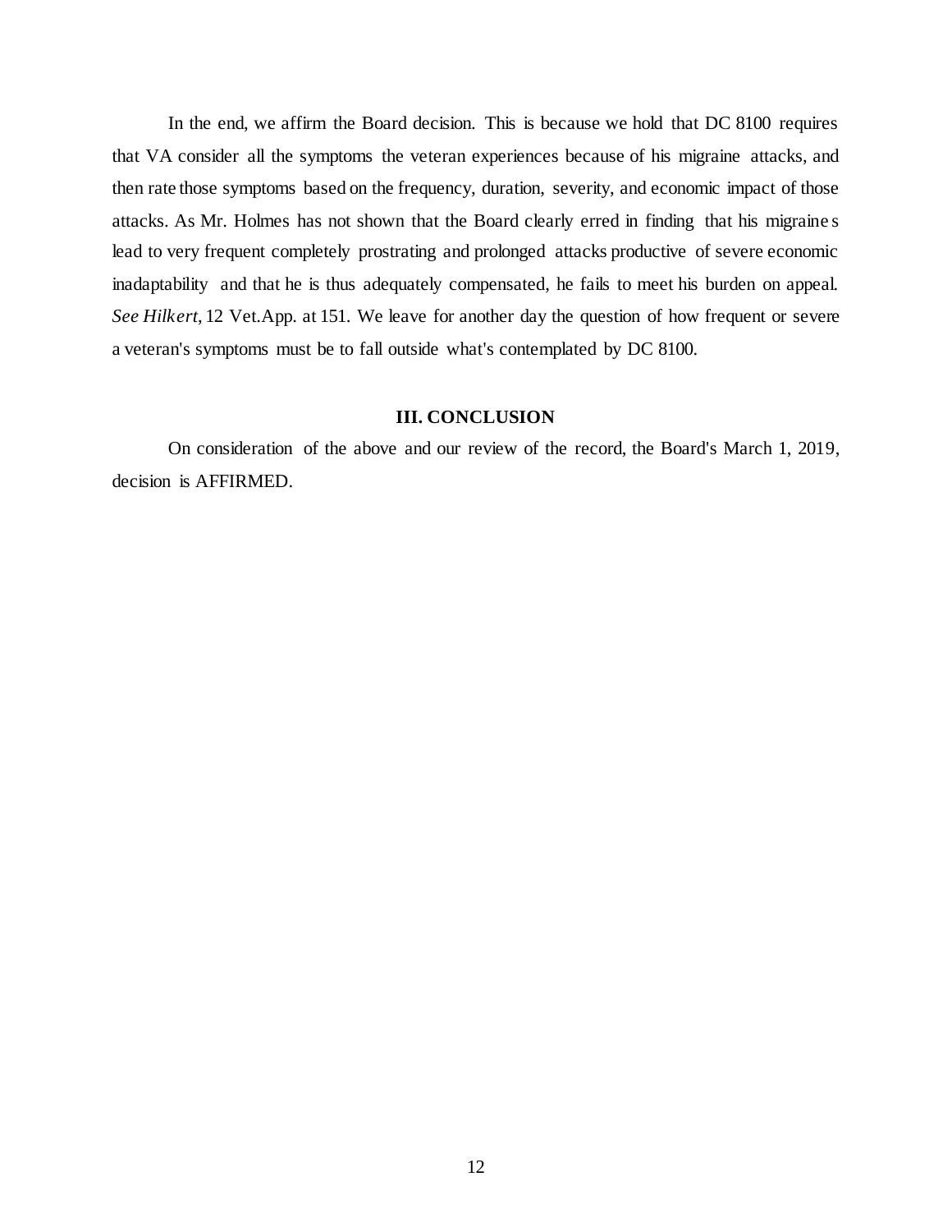In the end, we affirm the Board decision. This is because we hold that DC 8100 requires that VA consider all the symptoms the veteran experiences because of his migraine attacks, and then rate those symptoms based on the frequency, duration, severity, and economic impact of those attacks. As Mr. Holmes has not shown that the Board clearly erred in finding that his migraines lead to very frequent completely prostrating and prolonged attacks productive of severe economic inadaptability and that he is thus adequately compensated, he fails to meet his burden on appeal. *See Hilkert*, 12 Vet.App. at 151. We leave for another day the question of how frequent or severe a veteran's symptoms must be to fall outside what's contemplated by DC 8100.

### III. CONCLUSION

On consideration of the above and our review of the record, the Board's March 1, 2019, decision is AFFIRMED.